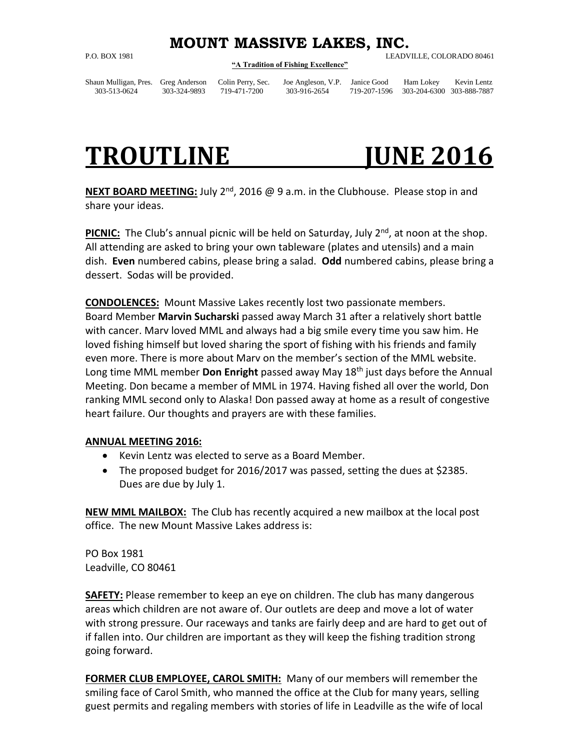# MOUNT MASSIVE LAKES, INC.

P.O. BOX 1981 LEADVILLE, COLORADO 80461

**"A Tradition of Fishing Excellence"**

| Shaun Mulligan, Pres. | Greg Anderson | Colin Perry, Sec. | Joe Angleson, V.P. | Janice Good | Ham Lokey | Kevin Lentz |
|---|---|---|---|---|---|---|
| 303-513-0624 | 303-324-9893 | 719-471-7200 | 303-916-2654 | 719-207-1596 | 303-204-6300 | 303-888-7887 |

# TROUTLINE JUNE 2016

**NEXT BOARD MEETING:** July 2nd, 2016 @ 9 a.m. in the Clubhouse. Please stop in and share your ideas.

**PICNIC:** The Club's annual picnic will be held on Saturday, July 2nd, at noon at the shop. All attending are asked to bring your own tableware (plates and utensils) and a main dish. **Even** numbered cabins, please bring a salad. **Odd** numbered cabins, please bring a dessert. Sodas will be provided.

**CONDOLENCES:** Mount Massive Lakes recently lost two passionate members. Board Member **Marvin Sucharski** passed away March 31 after a relatively short battle with cancer. Marv loved MML and always had a big smile every time you saw him. He loved fishing himself but loved sharing the sport of fishing with his friends and family even more. There is more about Marv on the member's section of the MML website. Long time MML member **Don Enright** passed away May 18th just days before the Annual Meeting. Don became a member of MML in 1974. Having fished all over the world, Don ranking MML second only to Alaska! Don passed away at home as a result of congestive heart failure. Our thoughts and prayers are with these families.

**ANNUAL MEETING 2016:**

- Kevin Lentz was elected to serve as a Board Member.
- The proposed budget for 2016/2017 was passed, setting the dues at $2385. Dues are due by July 1.

**NEW MML MAILBOX:** The Club has recently acquired a new mailbox at the local post office. The new Mount Massive Lakes address is:

PO Box 1981
Leadville, CO 80461

**SAFETY:** Please remember to keep an eye on children. The club has many dangerous areas which children are not aware of. Our outlets are deep and move a lot of water with strong pressure. Our raceways and tanks are fairly deep and are hard to get out of if fallen into. Our children are important as they will keep the fishing tradition strong going forward.

**FORMER CLUB EMPLOYEE, CAROL SMITH:** Many of our members will remember the smiling face of Carol Smith, who manned the office at the Club for many years, selling guest permits and regaling members with stories of life in Leadville as the wife of local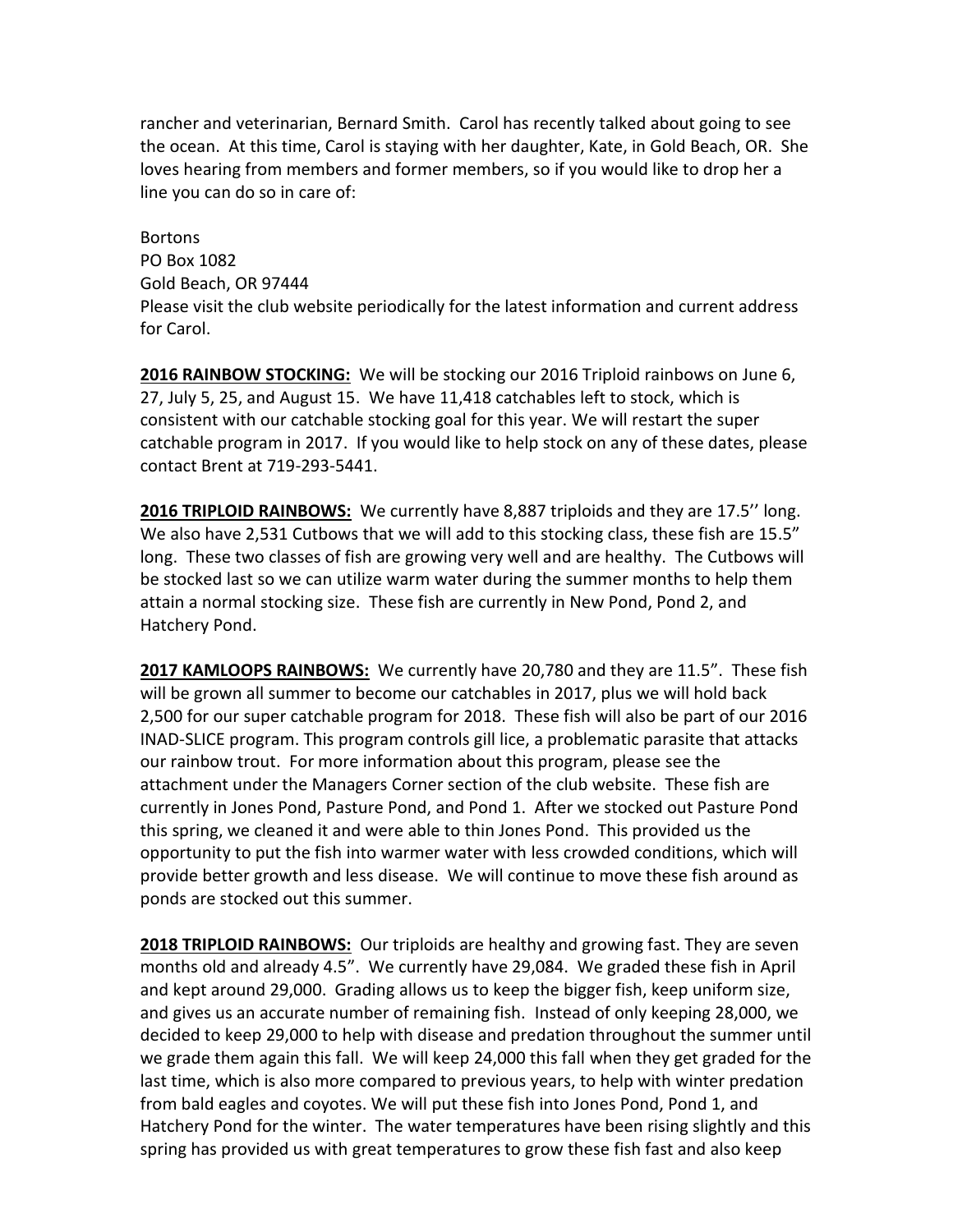rancher and veterinarian, Bernard Smith. Carol has recently talked about going to see the ocean. At this time, Carol is staying with her daughter, Kate, in Gold Beach, OR. She loves hearing from members and former members, so if you would like to drop her a line you can do so in care of:

Bortons
PO Box 1082
Gold Beach, OR 97444
Please visit the club website periodically for the latest information and current address for Carol.

**2016 RAINBOW STOCKING:** We will be stocking our 2016 Triploid rainbows on June 6, 27, July 5, 25, and August 15. We have 11,418 catchables left to stock, which is consistent with our catchable stocking goal for this year. We will restart the super catchable program in 2017. If you would like to help stock on any of these dates, please contact Brent at 719-293-5441.

**2016 TRIPLOID RAINBOWS:** We currently have 8,887 triploids and they are 17.5'' long. We also have 2,531 Cutbows that we will add to this stocking class, these fish are 15.5" long. These two classes of fish are growing very well and are healthy. The Cutbows will be stocked last so we can utilize warm water during the summer months to help them attain a normal stocking size. These fish are currently in New Pond, Pond 2, and Hatchery Pond.

**2017 KAMLOOPS RAINBOWS:** We currently have 20,780 and they are 11.5". These fish will be grown all summer to become our catchables in 2017, plus we will hold back 2,500 for our super catchable program for 2018. These fish will also be part of our 2016 INAD-SLICE program. This program controls gill lice, a problematic parasite that attacks our rainbow trout. For more information about this program, please see the attachment under the Managers Corner section of the club website. These fish are currently in Jones Pond, Pasture Pond, and Pond 1. After we stocked out Pasture Pond this spring, we cleaned it and were able to thin Jones Pond. This provided us the opportunity to put the fish into warmer water with less crowded conditions, which will provide better growth and less disease. We will continue to move these fish around as ponds are stocked out this summer.

**2018 TRIPLOID RAINBOWS:** Our triploids are healthy and growing fast. They are seven months old and already 4.5". We currently have 29,084. We graded these fish in April and kept around 29,000. Grading allows us to keep the bigger fish, keep uniform size, and gives us an accurate number of remaining fish. Instead of only keeping 28,000, we decided to keep 29,000 to help with disease and predation throughout the summer until we grade them again this fall. We will keep 24,000 this fall when they get graded for the last time, which is also more compared to previous years, to help with winter predation from bald eagles and coyotes. We will put these fish into Jones Pond, Pond 1, and Hatchery Pond for the winter. The water temperatures have been rising slightly and this spring has provided us with great temperatures to grow these fish fast and also keep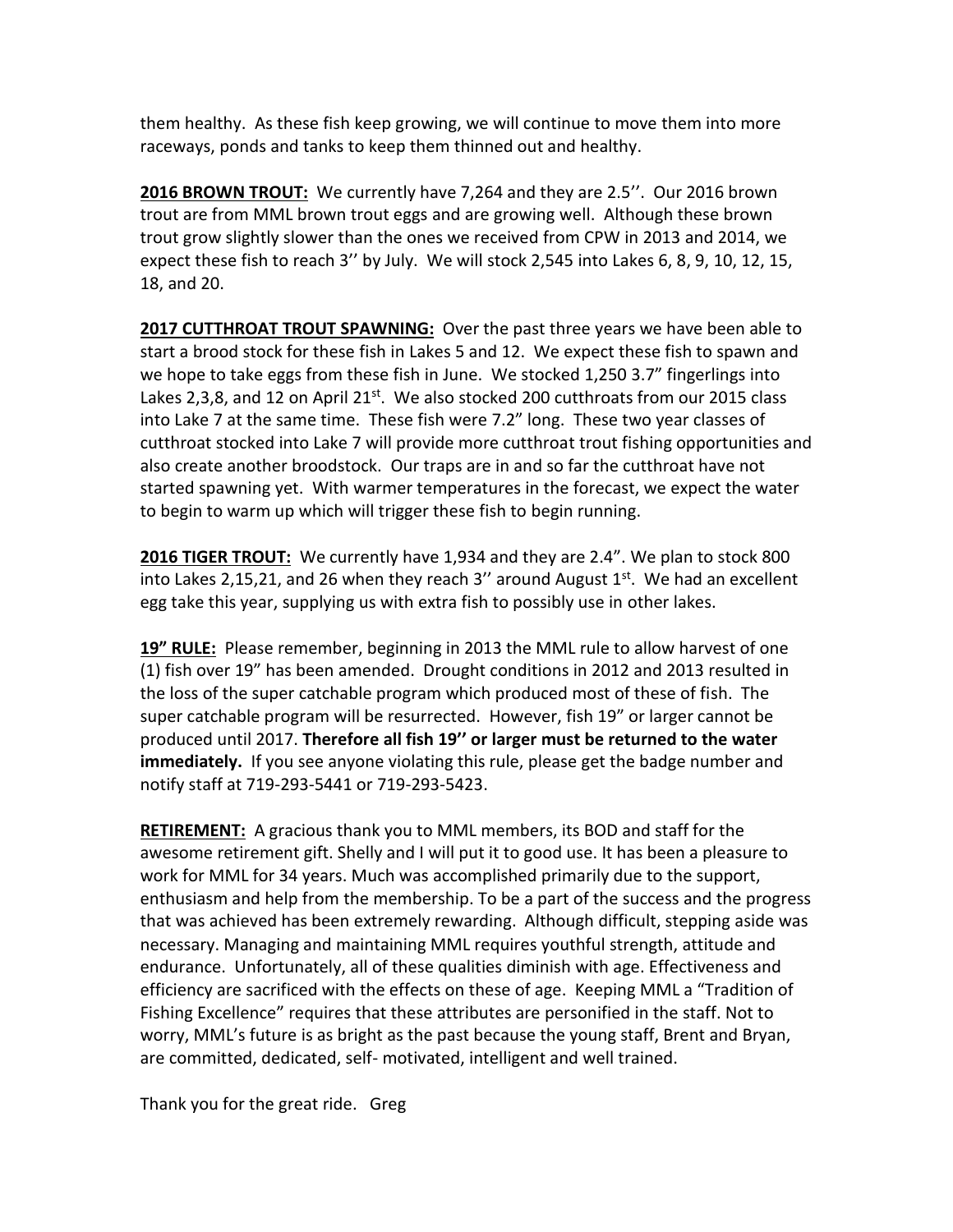them healthy. As these fish keep growing, we will continue to move them into more raceways, ponds and tanks to keep them thinned out and healthy.

**2016 BROWN TROUT:** We currently have 7,264 and they are 2.5''. Our 2016 brown trout are from MML brown trout eggs and are growing well. Although these brown trout grow slightly slower than the ones we received from CPW in 2013 and 2014, we expect these fish to reach 3'' by July. We will stock 2,545 into Lakes 6, 8, 9, 10, 12, 15, 18, and 20.

**2017 CUTTHROAT TROUT SPAWNING:** Over the past three years we have been able to start a brood stock for these fish in Lakes 5 and 12. We expect these fish to spawn and we hope to take eggs from these fish in June. We stocked 1,250 3.7" fingerlings into Lakes 2,3,8, and 12 on April 21st. We also stocked 200 cutthroats from our 2015 class into Lake 7 at the same time. These fish were 7.2" long. These two year classes of cutthroat stocked into Lake 7 will provide more cutthroat trout fishing opportunities and also create another broodstock. Our traps are in and so far the cutthroat have not started spawning yet. With warmer temperatures in the forecast, we expect the water to begin to warm up which will trigger these fish to begin running.

**2016 TIGER TROUT:** We currently have 1,934 and they are 2.4". We plan to stock 800 into Lakes 2,15,21, and 26 when they reach 3'' around August 1st. We had an excellent egg take this year, supplying us with extra fish to possibly use in other lakes.

**19" RULE:** Please remember, beginning in 2013 the MML rule to allow harvest of one (1) fish over 19" has been amended. Drought conditions in 2012 and 2013 resulted in the loss of the super catchable program which produced most of these of fish. The super catchable program will be resurrected. However, fish 19" or larger cannot be produced until 2017. **Therefore all fish 19'' or larger must be returned to the water immediately.** If you see anyone violating this rule, please get the badge number and notify staff at 719-293-5441 or 719-293-5423.

**RETIREMENT:** A gracious thank you to MML members, its BOD and staff for the awesome retirement gift. Shelly and I will put it to good use. It has been a pleasure to work for MML for 34 years. Much was accomplished primarily due to the support, enthusiasm and help from the membership. To be a part of the success and the progress that was achieved has been extremely rewarding. Although difficult, stepping aside was necessary. Managing and maintaining MML requires youthful strength, attitude and endurance. Unfortunately, all of these qualities diminish with age. Effectiveness and efficiency are sacrificed with the effects on these of age. Keeping MML a "Tradition of Fishing Excellence" requires that these attributes are personified in the staff. Not to worry, MML's future is as bright as the past because the young staff, Brent and Bryan, are committed, dedicated, self- motivated, intelligent and well trained.

Thank you for the great ride. Greg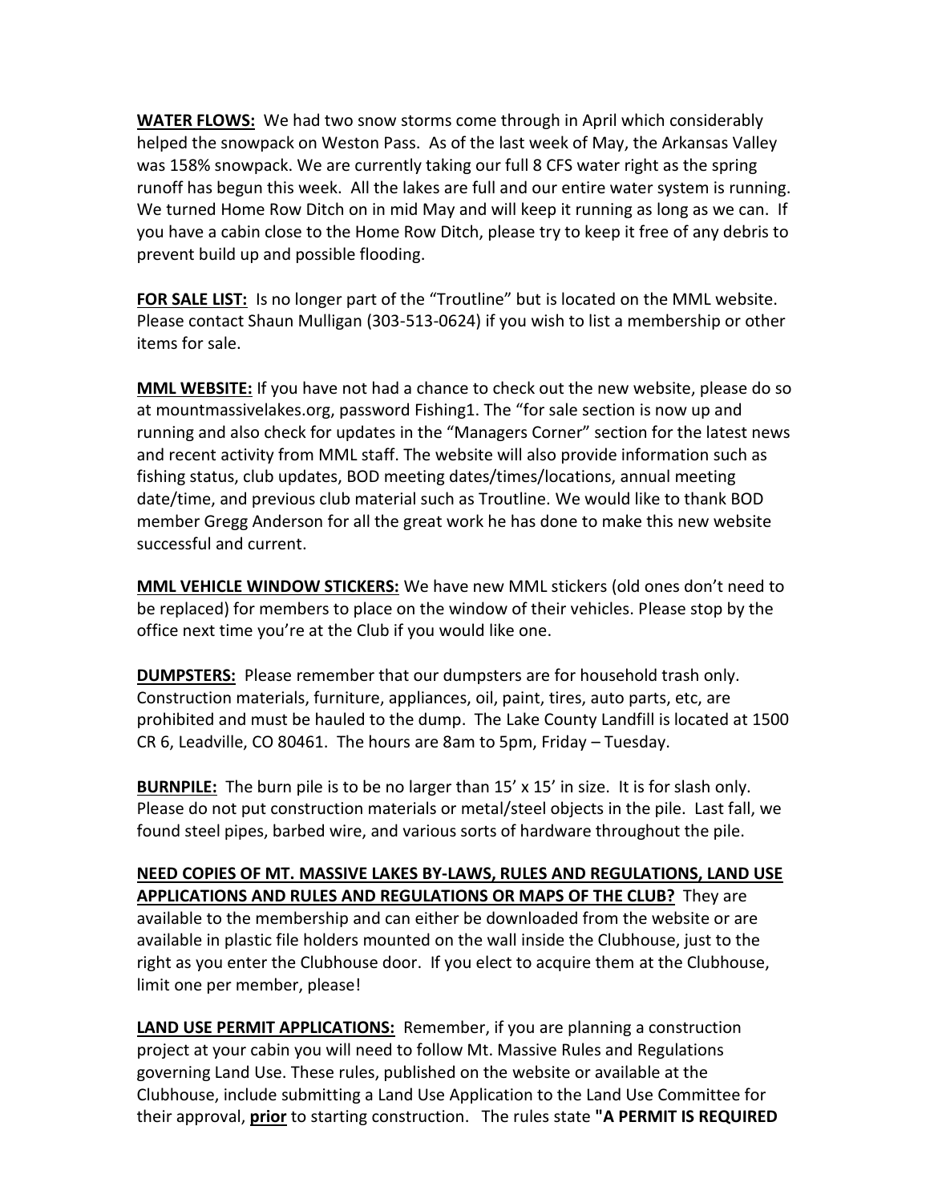**WATER FLOWS:** We had two snow storms come through in April which considerably helped the snowpack on Weston Pass. As of the last week of May, the Arkansas Valley was 158% snowpack. We are currently taking our full 8 CFS water right as the spring runoff has begun this week. All the lakes are full and our entire water system is running. We turned Home Row Ditch on in mid May and will keep it running as long as we can. If you have a cabin close to the Home Row Ditch, please try to keep it free of any debris to prevent build up and possible flooding.

**FOR SALE LIST:** Is no longer part of the "Troutline" but is located on the MML website. Please contact Shaun Mulligan (303-513-0624) if you wish to list a membership or other items for sale.

**MML WEBSITE:** If you have not had a chance to check out the new website, please do so at mountmassivelakes.org, password Fishing1. The "for sale section is now up and running and also check for updates in the "Managers Corner" section for the latest news and recent activity from MML staff. The website will also provide information such as fishing status, club updates, BOD meeting dates/times/locations, annual meeting date/time, and previous club material such as Troutline. We would like to thank BOD member Gregg Anderson for all the great work he has done to make this new website successful and current.

**MML VEHICLE WINDOW STICKERS:** We have new MML stickers (old ones don't need to be replaced) for members to place on the window of their vehicles. Please stop by the office next time you're at the Club if you would like one.

**DUMPSTERS:** Please remember that our dumpsters are for household trash only. Construction materials, furniture, appliances, oil, paint, tires, auto parts, etc, are prohibited and must be hauled to the dump. The Lake County Landfill is located at 1500 CR 6, Leadville, CO 80461. The hours are 8am to 5pm, Friday – Tuesday.

**BURNPILE:** The burn pile is to be no larger than 15' x 15' in size. It is for slash only. Please do not put construction materials or metal/steel objects in the pile. Last fall, we found steel pipes, barbed wire, and various sorts of hardware throughout the pile.

**NEED COPIES OF MT. MASSIVE LAKES BY-LAWS, RULES AND REGULATIONS, LAND USE APPLICATIONS AND RULES AND REGULATIONS OR MAPS OF THE CLUB?** They are available to the membership and can either be downloaded from the website or are available in plastic file holders mounted on the wall inside the Clubhouse, just to the right as you enter the Clubhouse door. If you elect to acquire them at the Clubhouse, limit one per member, please!

**LAND USE PERMIT APPLICATIONS:** Remember, if you are planning a construction project at your cabin you will need to follow Mt. Massive Rules and Regulations governing Land Use. These rules, published on the website or available at the Clubhouse, include submitting a Land Use Application to the Land Use Committee for their approval, **prior** to starting construction. The rules state **"A PERMIT IS REQUIRED**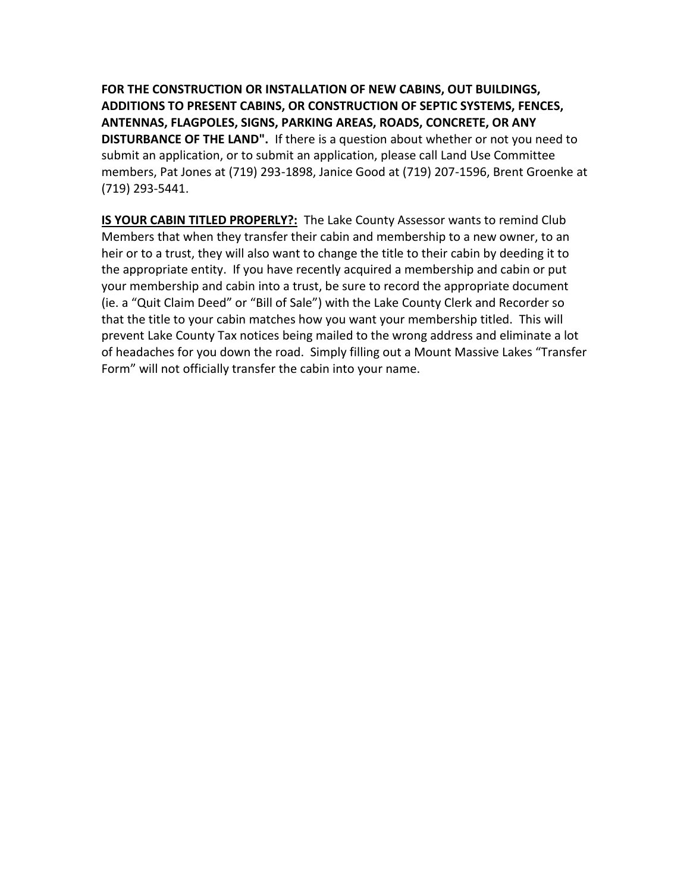**FOR THE CONSTRUCTION OR INSTALLATION OF NEW CABINS, OUT BUILDINGS, ADDITIONS TO PRESENT CABINS, OR CONSTRUCTION OF SEPTIC SYSTEMS, FENCES, ANTENNAS, FLAGPOLES, SIGNS, PARKING AREAS, ROADS, CONCRETE, OR ANY DISTURBANCE OF THE LAND".** If there is a question about whether or not you need to submit an application, or to submit an application, please call Land Use Committee members, Pat Jones at (719) 293-1898, Janice Good at (719) 207-1596, Brent Groenke at (719) 293-5441.

**IS YOUR CABIN TITLED PROPERLY?:** The Lake County Assessor wants to remind Club Members that when they transfer their cabin and membership to a new owner, to an heir or to a trust, they will also want to change the title to their cabin by deeding it to the appropriate entity. If you have recently acquired a membership and cabin or put your membership and cabin into a trust, be sure to record the appropriate document (ie. a "Quit Claim Deed" or "Bill of Sale") with the Lake County Clerk and Recorder so that the title to your cabin matches how you want your membership titled. This will prevent Lake County Tax notices being mailed to the wrong address and eliminate a lot of headaches for you down the road. Simply filling out a Mount Massive Lakes "Transfer Form" will not officially transfer the cabin into your name.